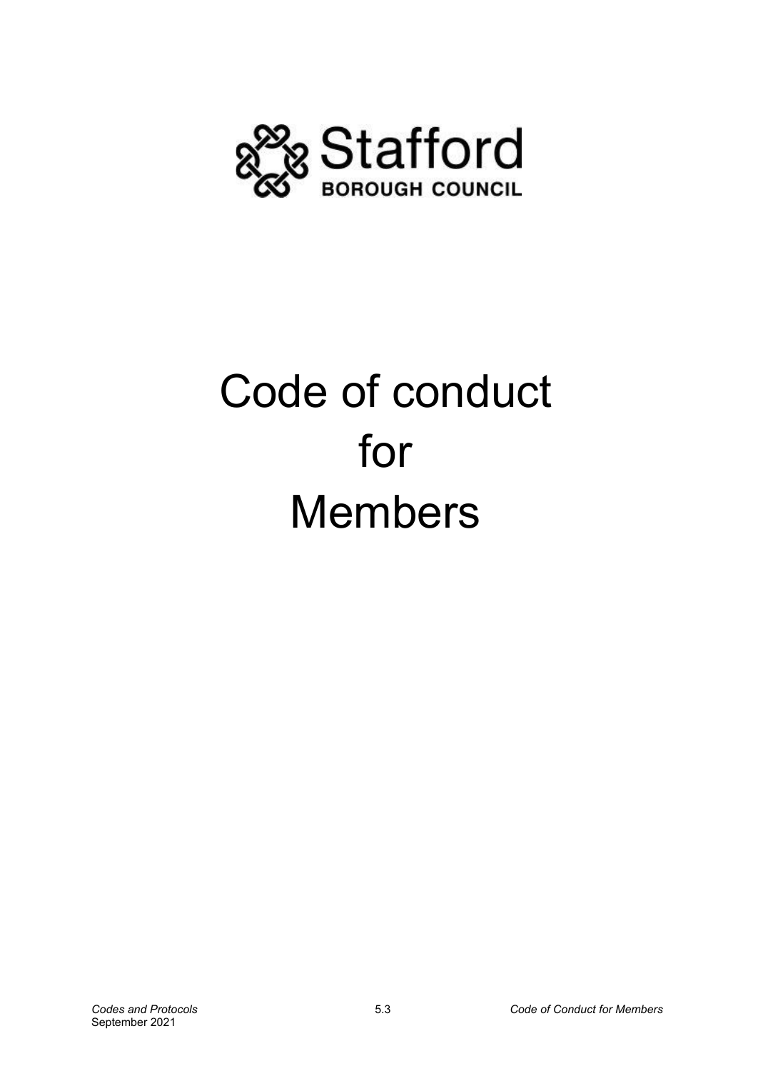Stafford

BOROUGH COUNCIL

# Code of conduct for Members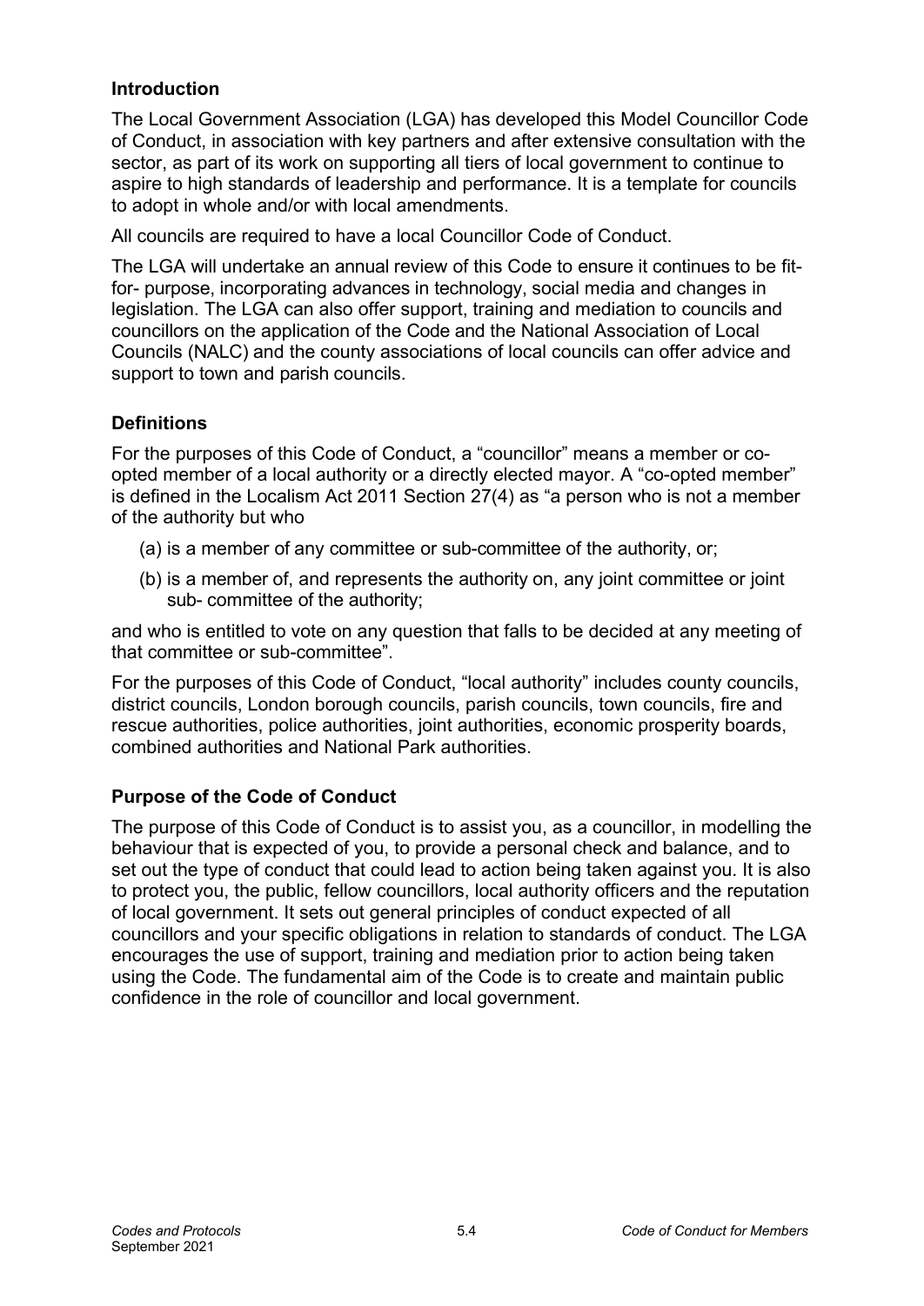### Introduction

The Local Government Association (LGA) has developed this Model Councillor Code of Conduct, in association with key partners and after extensive consultation with the sector, as part of its work on supporting all tiers of local government to continue to aspire to high standards of leadership and performance. It is a template for councils to adopt in whole and/or with local amendments.

All councils are required to have a local Councillor Code of Conduct.

The LGA will undertake an annual review of this Code to ensure it continues to be fit-for- purpose, incorporating advances in technology, social media and changes in legislation. The LGA can also offer support, training and mediation to councils and councillors on the application of the Code and the National Association of Local Councils (NALC) and the county associations of local councils can offer advice and support to town and parish councils.

### Definitions

For the purposes of this Code of Conduct, a "councillor" means a member or co-opted member of a local authority or a directly elected mayor. A "co-opted member" is defined in the Localism Act 2011 Section 27(4) as "a person who is not a member of the authority but who

(a) is a member of any committee or sub-committee of the authority, or;

(b) is a member of, and represents the authority on, any joint committee or joint sub- committee of the authority;

and who is entitled to vote on any question that falls to be decided at any meeting of that committee or sub-committee".

For the purposes of this Code of Conduct, "local authority" includes county councils, district councils, London borough councils, parish councils, town councils, fire and rescue authorities, police authorities, joint authorities, economic prosperity boards, combined authorities and National Park authorities.

### Purpose of the Code of Conduct

The purpose of this Code of Conduct is to assist you, as a councillor, in modelling the behaviour that is expected of you, to provide a personal check and balance, and to set out the type of conduct that could lead to action being taken against you. It is also to protect you, the public, fellow councillors, local authority officers and the reputation of local government. It sets out general principles of conduct expected of all councillors and your specific obligations in relation to standards of conduct. The LGA encourages the use of support, training and mediation prior to action being taken using the Code. The fundamental aim of the Code is to create and maintain public confidence in the role of councillor and local government.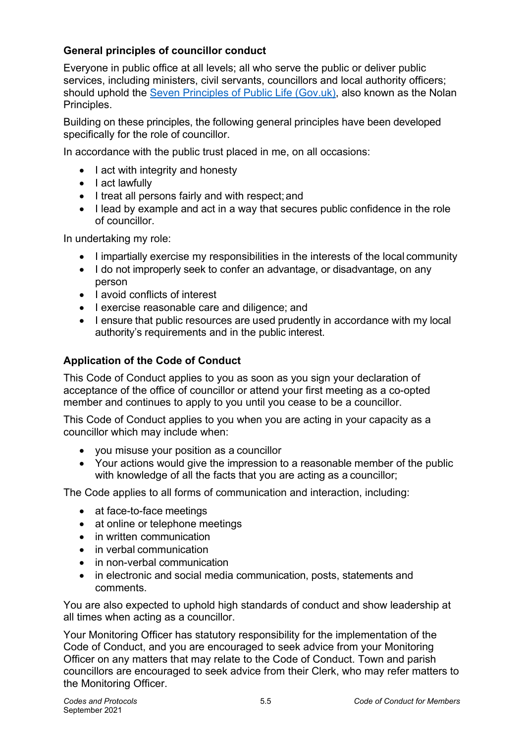### General principles of councillor conduct

Everyone in public office at all levels; all who serve the public or deliver public services, including ministers, civil servants, councillors and local authority officers; should uphold the [Seven Principles of Public Life (Gov.uk)](), also known as the Nolan Principles.

Building on these principles, the following general principles have been developed specifically for the role of councillor.

In accordance with the public trust placed in me, on all occasions:

- I act with integrity and honesty
- I act lawfully
- I treat all persons fairly and with respect; and
- I lead by example and act in a way that secures public confidence in the role of councillor.

In undertaking my role:

- I impartially exercise my responsibilities in the interests of the local community
- I do not improperly seek to confer an advantage, or disadvantage, on any person
- I avoid conflicts of interest
- I exercise reasonable care and diligence; and
- I ensure that public resources are used prudently in accordance with my local authority's requirements and in the public interest.

### Application of the Code of Conduct

This Code of Conduct applies to you as soon as you sign your declaration of acceptance of the office of councillor or attend your first meeting as a co-opted member and continues to apply to you until you cease to be a councillor.

This Code of Conduct applies to you when you are acting in your capacity as a councillor which may include when:

- you misuse your position as a councillor
- Your actions would give the impression to a reasonable member of the public with knowledge of all the facts that you are acting as a councillor;

The Code applies to all forms of communication and interaction, including:

- at face-to-face meetings
- at online or telephone meetings
- in written communication
- in verbal communication
- in non-verbal communication
- in electronic and social media communication, posts, statements and comments.

You are also expected to uphold high standards of conduct and show leadership at all times when acting as a councillor.

Your Monitoring Officer has statutory responsibility for the implementation of the Code of Conduct, and you are encouraged to seek advice from your Monitoring Officer on any matters that may relate to the Code of Conduct. Town and parish councillors are encouraged to seek advice from their Clerk, who may refer matters to the Monitoring Officer.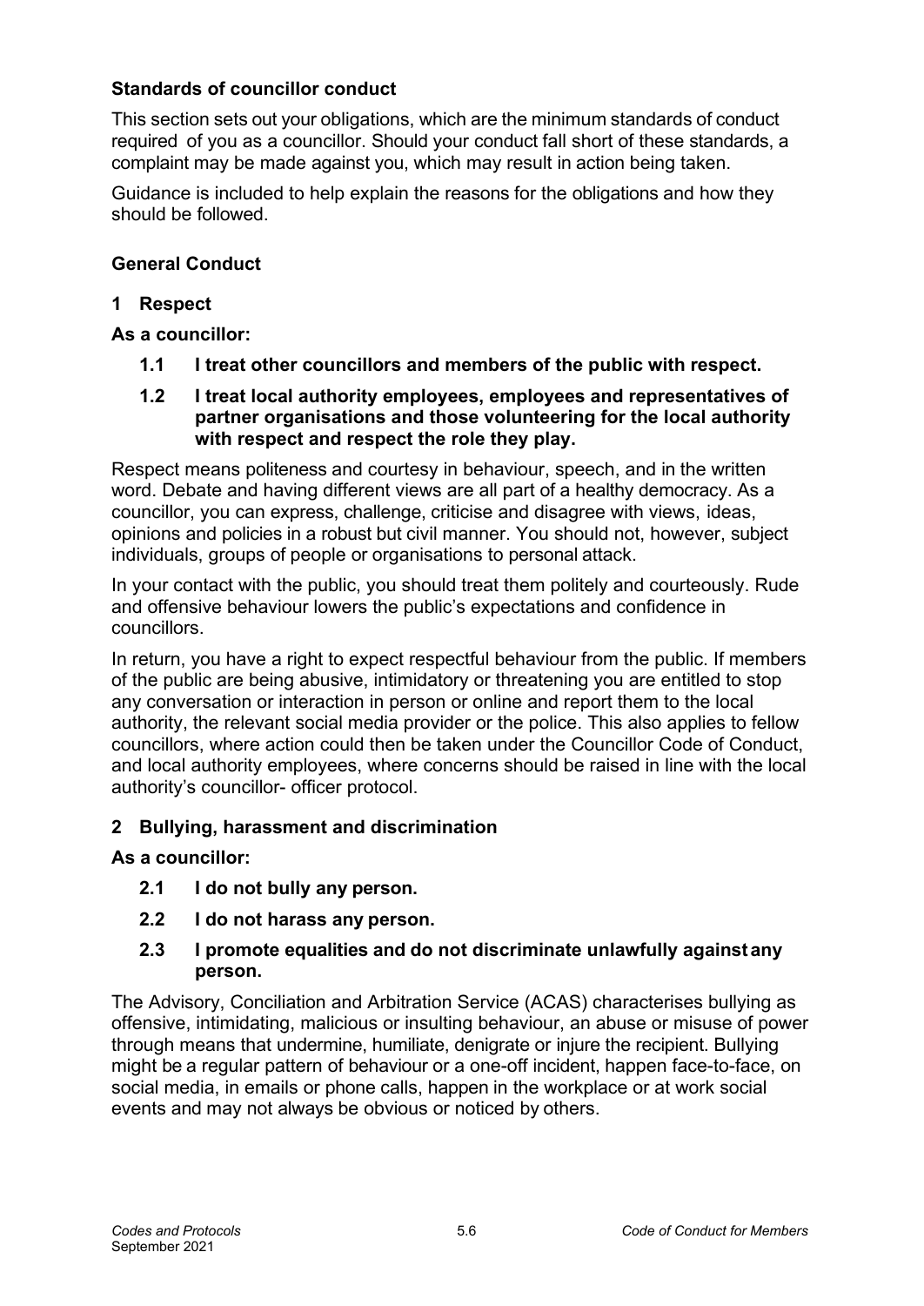## Standards of councillor conduct

This section sets out your obligations, which are the minimum standards of conduct required of you as a councillor. Should your conduct fall short of these standards, a complaint may be made against you, which may result in action being taken.

Guidance is included to help explain the reasons for the obligations and how they should be followed.

## General Conduct

### 1 Respect

**As a councillor:**

**1.1 I treat other councillors and members of the public with respect.**

**1.2 I treat local authority employees, employees and representatives of partner organisations and those volunteering for the local authority with respect and respect the role they play.**

Respect means politeness and courtesy in behaviour, speech, and in the written word. Debate and having different views are all part of a healthy democracy. As a councillor, you can express, challenge, criticise and disagree with views, ideas, opinions and policies in a robust but civil manner. You should not, however, subject individuals, groups of people or organisations to personal attack.

In your contact with the public, you should treat them politely and courteously. Rude and offensive behaviour lowers the public's expectations and confidence in councillors.

In return, you have a right to expect respectful behaviour from the public. If members of the public are being abusive, intimidatory or threatening you are entitled to stop any conversation or interaction in person or online and report them to the local authority, the relevant social media provider or the police. This also applies to fellow councillors, where action could then be taken under the Councillor Code of Conduct, and local authority employees, where concerns should be raised in line with the local authority's councillor- officer protocol.

### 2 Bullying, harassment and discrimination

**As a councillor:**

**2.1 I do not bully any person.**

**2.2 I do not harass any person.**

**2.3 I promote equalities and do not discriminate unlawfully against any person.**

The Advisory, Conciliation and Arbitration Service (ACAS) characterises bullying as offensive, intimidating, malicious or insulting behaviour, an abuse or misuse of power through means that undermine, humiliate, denigrate or injure the recipient. Bullying might be a regular pattern of behaviour or a one-off incident, happen face-to-face, on social media, in emails or phone calls, happen in the workplace or at work social events and may not always be obvious or noticed by others.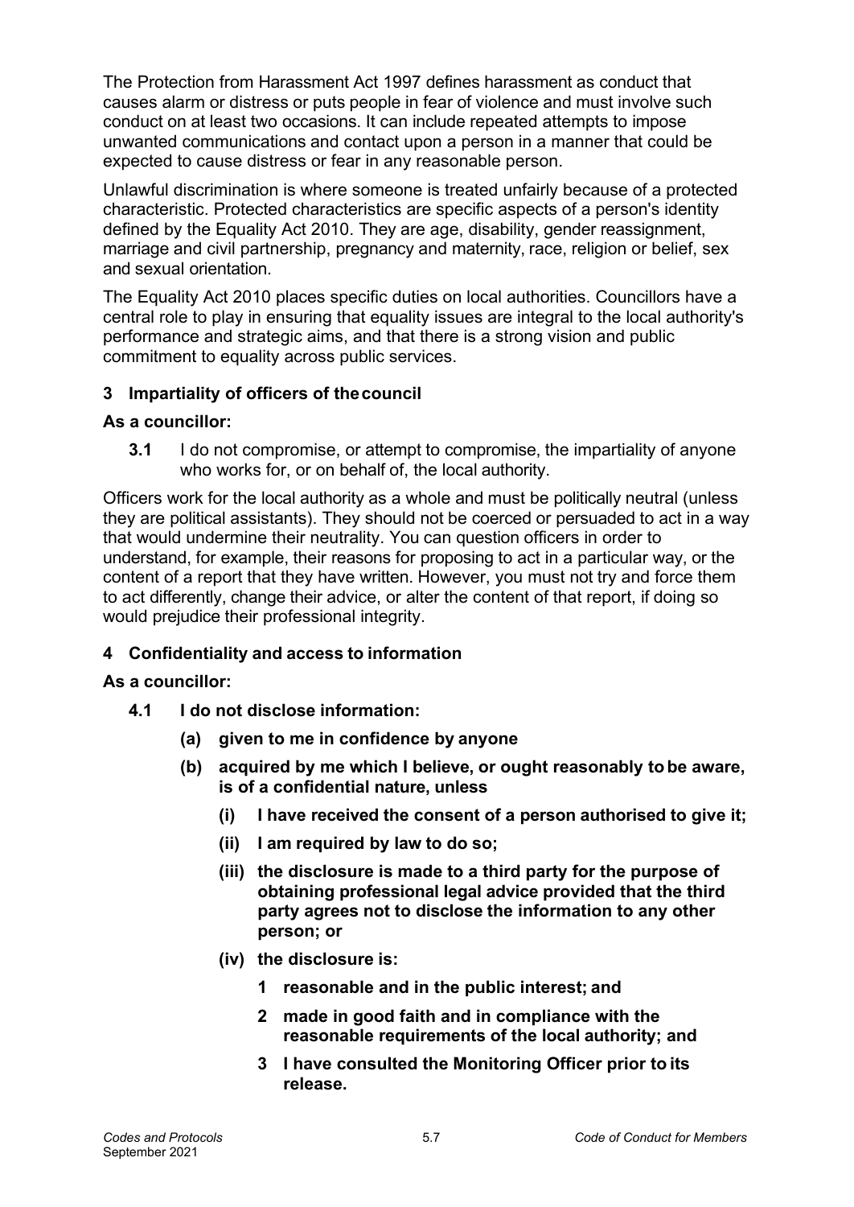The Protection from Harassment Act 1997 defines harassment as conduct that causes alarm or distress or puts people in fear of violence and must involve such conduct on at least two occasions. It can include repeated attempts to impose unwanted communications and contact upon a person in a manner that could be expected to cause distress or fear in any reasonable person.

Unlawful discrimination is where someone is treated unfairly because of a protected characteristic. Protected characteristics are specific aspects of a person's identity defined by the Equality Act 2010. They are age, disability, gender reassignment, marriage and civil partnership, pregnancy and maternity, race, religion or belief, sex and sexual orientation.

The Equality Act 2010 places specific duties on local authorities. Councillors have a central role to play in ensuring that equality issues are integral to the local authority's performance and strategic aims, and that there is a strong vision and public commitment to equality across public services.

### 3 Impartiality of officers of the council

**As a councillor:**

**3.1** I do not compromise, or attempt to compromise, the impartiality of anyone who works for, or on behalf of, the local authority.

Officers work for the local authority as a whole and must be politically neutral (unless they are political assistants). They should not be coerced or persuaded to act in a way that would undermine their neutrality. You can question officers in order to understand, for example, their reasons for proposing to act in a particular way, or the content of a report that they have written. However, you must not try and force them to act differently, change their advice, or alter the content of that report, if doing so would prejudice their professional integrity.

### 4 Confidentiality and access to information

**As a councillor:**

**4.1 I do not disclose information:**

- **(a) given to me in confidence by anyone**
- **(b) acquired by me which I believe, or ought reasonably to be aware, is of a confidential nature, unless**
  - **(i) I have received the consent of a person authorised to give it;**
  - **(ii) I am required by law to do so;**
  - **(iii) the disclosure is made to a third party for the purpose of obtaining professional legal advice provided that the third party agrees not to disclose the information to any other person; or**
  - **(iv) the disclosure is:**
    - **1 reasonable and in the public interest; and**
    - **2 made in good faith and in compliance with the reasonable requirements of the local authority; and**
    - **3 I have consulted the Monitoring Officer prior to its release.**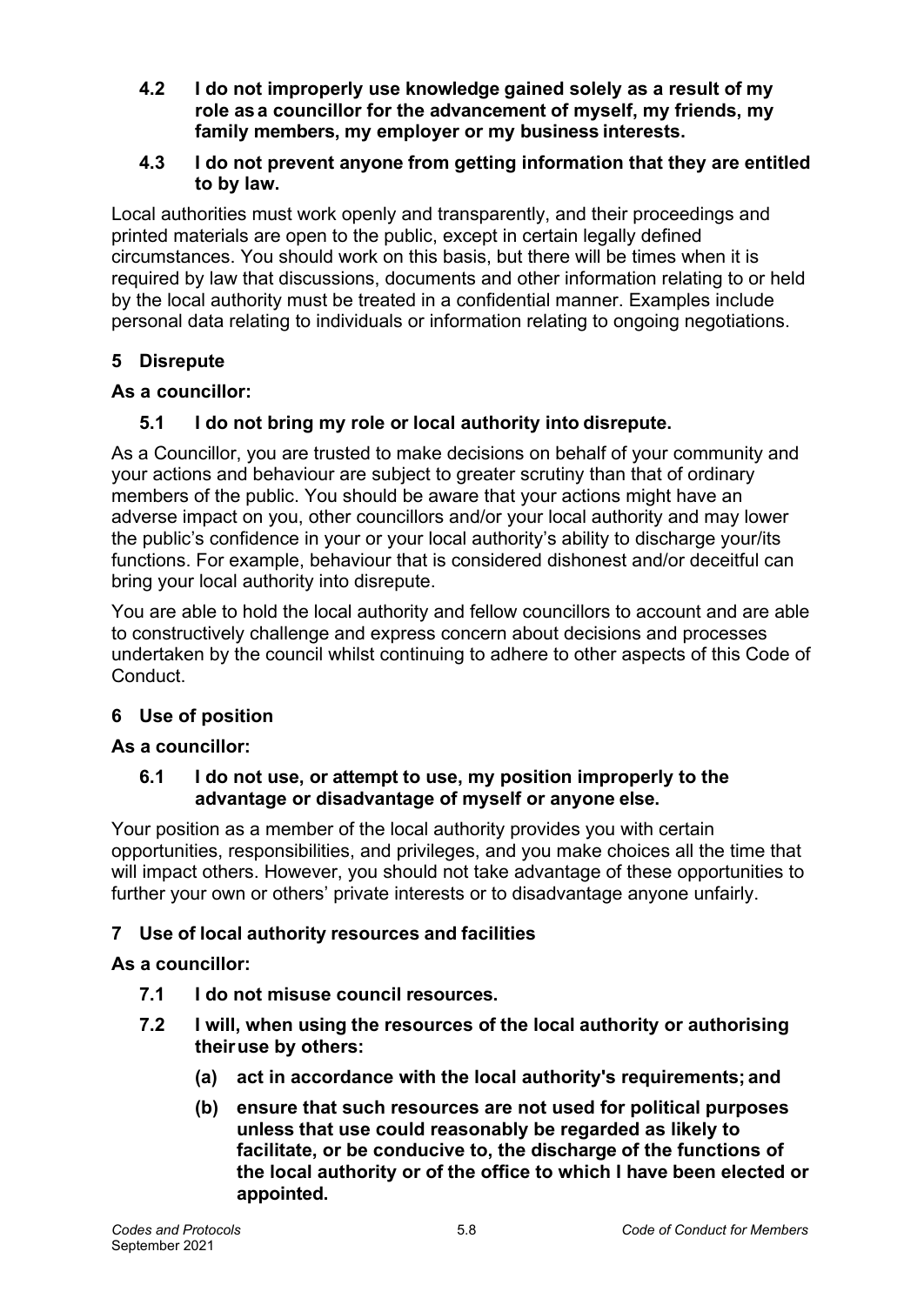**4.2 I do not improperly use knowledge gained solely as a result of my role as a councillor for the advancement of myself, my friends, my family members, my employer or my business interests.**

**4.3 I do not prevent anyone from getting information that they are entitled to by law.**

Local authorities must work openly and transparently, and their proceedings and printed materials are open to the public, except in certain legally defined circumstances. You should work on this basis, but there will be times when it is required by law that discussions, documents and other information relating to or held by the local authority must be treated in a confidential manner. Examples include personal data relating to individuals or information relating to ongoing negotiations.

## 5 Disrepute

**As a councillor:**

**5.1 I do not bring my role or local authority into disrepute.**

As a Councillor, you are trusted to make decisions on behalf of your community and your actions and behaviour are subject to greater scrutiny than that of ordinary members of the public. You should be aware that your actions might have an adverse impact on you, other councillors and/or your local authority and may lower the public's confidence in your or your local authority's ability to discharge your/its functions. For example, behaviour that is considered dishonest and/or deceitful can bring your local authority into disrepute.

You are able to hold the local authority and fellow councillors to account and are able to constructively challenge and express concern about decisions and processes undertaken by the council whilst continuing to adhere to other aspects of this Code of Conduct.

## 6 Use of position

**As a councillor:**

**6.1 I do not use, or attempt to use, my position improperly to the advantage or disadvantage of myself or anyone else.**

Your position as a member of the local authority provides you with certain opportunities, responsibilities, and privileges, and you make choices all the time that will impact others. However, you should not take advantage of these opportunities to further your own or others' private interests or to disadvantage anyone unfairly.

## 7 Use of local authority resources and facilities

**As a councillor:**

**7.1 I do not misuse council resources.**

**7.2 I will, when using the resources of the local authority or authorising their use by others:**

**(a) act in accordance with the local authority's requirements; and**

**(b) ensure that such resources are not used for political purposes unless that use could reasonably be regarded as likely to facilitate, or be conducive to, the discharge of the functions of the local authority or of the office to which I have been elected or appointed.**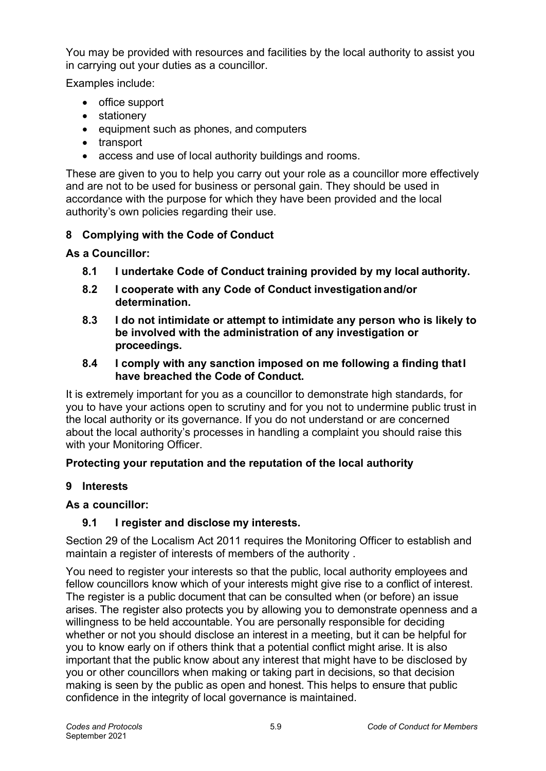You may be provided with resources and facilities by the local authority to assist you in carrying out your duties as a councillor.

Examples include:

- office support
- stationery
- equipment such as phones, and computers
- transport
- access and use of local authority buildings and rooms.

These are given to you to help you carry out your role as a councillor more effectively and are not to be used for business or personal gain. They should be used in accordance with the purpose for which they have been provided and the local authority's own policies regarding their use.

## 8 Complying with the Code of Conduct

**As a Councillor:**

**8.1 I undertake Code of Conduct training provided by my local authority.**

**8.2 I cooperate with any Code of Conduct investigation and/or determination.**

**8.3 I do not intimidate or attempt to intimidate any person who is likely to be involved with the administration of any investigation or proceedings.**

**8.4 I comply with any sanction imposed on me following a finding thatI have breached the Code of Conduct.**

It is extremely important for you as a councillor to demonstrate high standards, for you to have your actions open to scrutiny and for you not to undermine public trust in the local authority or its governance. If you do not understand or are concerned about the local authority's processes in handling a complaint you should raise this with your Monitoring Officer.

## Protecting your reputation and the reputation of the local authority

## 9 Interests

**As a councillor:**

**9.1 I register and disclose my interests.**

Section 29 of the Localism Act 2011 requires the Monitoring Officer to establish and maintain a register of interests of members of the authority .

You need to register your interests so that the public, local authority employees and fellow councillors know which of your interests might give rise to a conflict of interest. The register is a public document that can be consulted when (or before) an issue arises. The register also protects you by allowing you to demonstrate openness and a willingness to be held accountable. You are personally responsible for deciding whether or not you should disclose an interest in a meeting, but it can be helpful for you to know early on if others think that a potential conflict might arise. It is also important that the public know about any interest that might have to be disclosed by you or other councillors when making or taking part in decisions, so that decision making is seen by the public as open and honest. This helps to ensure that public confidence in the integrity of local governance is maintained.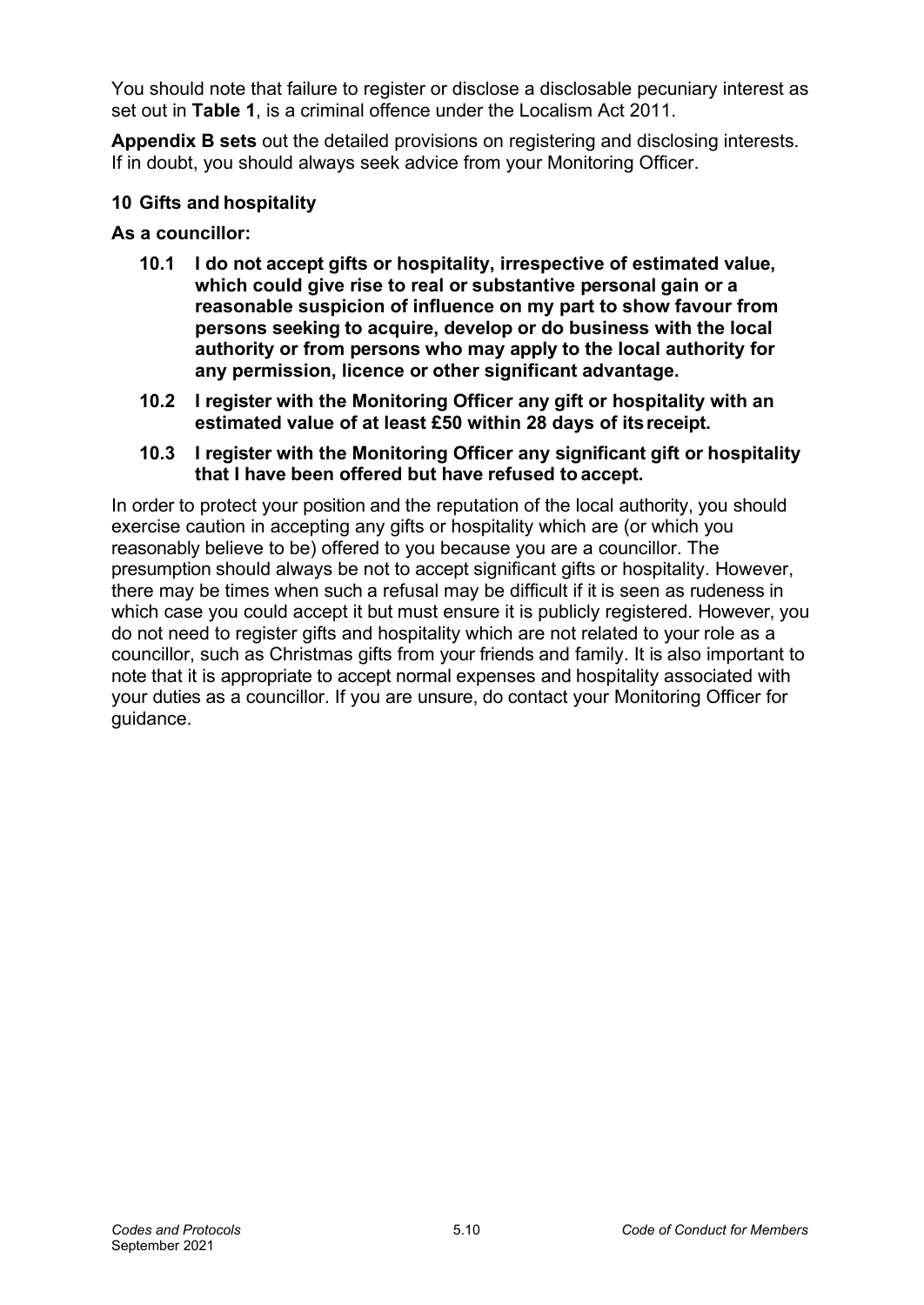You should note that failure to register or disclose a disclosable pecuniary interest as set out in **Table 1**, is a criminal offence under the Localism Act 2011.

**Appendix B sets** out the detailed provisions on registering and disclosing interests. If in doubt, you should always seek advice from your Monitoring Officer.

### 10 Gifts and hospitality

**As a councillor:**

**10.1 I do not accept gifts or hospitality, irrespective of estimated value, which could give rise to real or substantive personal gain or a reasonable suspicion of influence on my part to show favour from persons seeking to acquire, develop or do business with the local authority or from persons who may apply to the local authority for any permission, licence or other significant advantage.**

**10.2 I register with the Monitoring Officer any gift or hospitality with an estimated value of at least £50 within 28 days of its receipt.**

**10.3 I register with the Monitoring Officer any significant gift or hospitality that I have been offered but have refused to accept.**

In order to protect your position and the reputation of the local authority, you should exercise caution in accepting any gifts or hospitality which are (or which you reasonably believe to be) offered to you because you are a councillor. The presumption should always be not to accept significant gifts or hospitality. However, there may be times when such a refusal may be difficult if it is seen as rudeness in which case you could accept it but must ensure it is publicly registered. However, you do not need to register gifts and hospitality which are not related to your role as a councillor, such as Christmas gifts from your friends and family. It is also important to note that it is appropriate to accept normal expenses and hospitality associated with your duties as a councillor. If you are unsure, do contact your Monitoring Officer for guidance.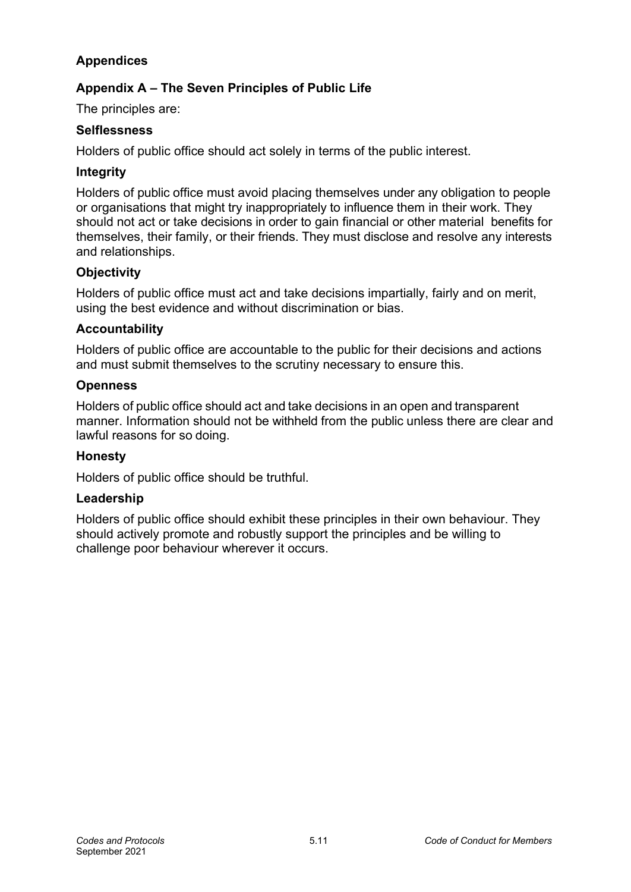## Appendices

### Appendix A – The Seven Principles of Public Life

The principles are:

#### Selflessness

Holders of public office should act solely in terms of the public interest.

#### Integrity

Holders of public office must avoid placing themselves under any obligation to people or organisations that might try inappropriately to influence them in their work. They should not act or take decisions in order to gain financial or other material benefits for themselves, their family, or their friends. They must disclose and resolve any interests and relationships.

#### Objectivity

Holders of public office must act and take decisions impartially, fairly and on merit, using the best evidence and without discrimination or bias.

#### Accountability

Holders of public office are accountable to the public for their decisions and actions and must submit themselves to the scrutiny necessary to ensure this.

#### Openness

Holders of public office should act and take decisions in an open and transparent manner. Information should not be withheld from the public unless there are clear and lawful reasons for so doing.

#### Honesty

Holders of public office should be truthful.

#### Leadership

Holders of public office should exhibit these principles in their own behaviour. They should actively promote and robustly support the principles and be willing to challenge poor behaviour wherever it occurs.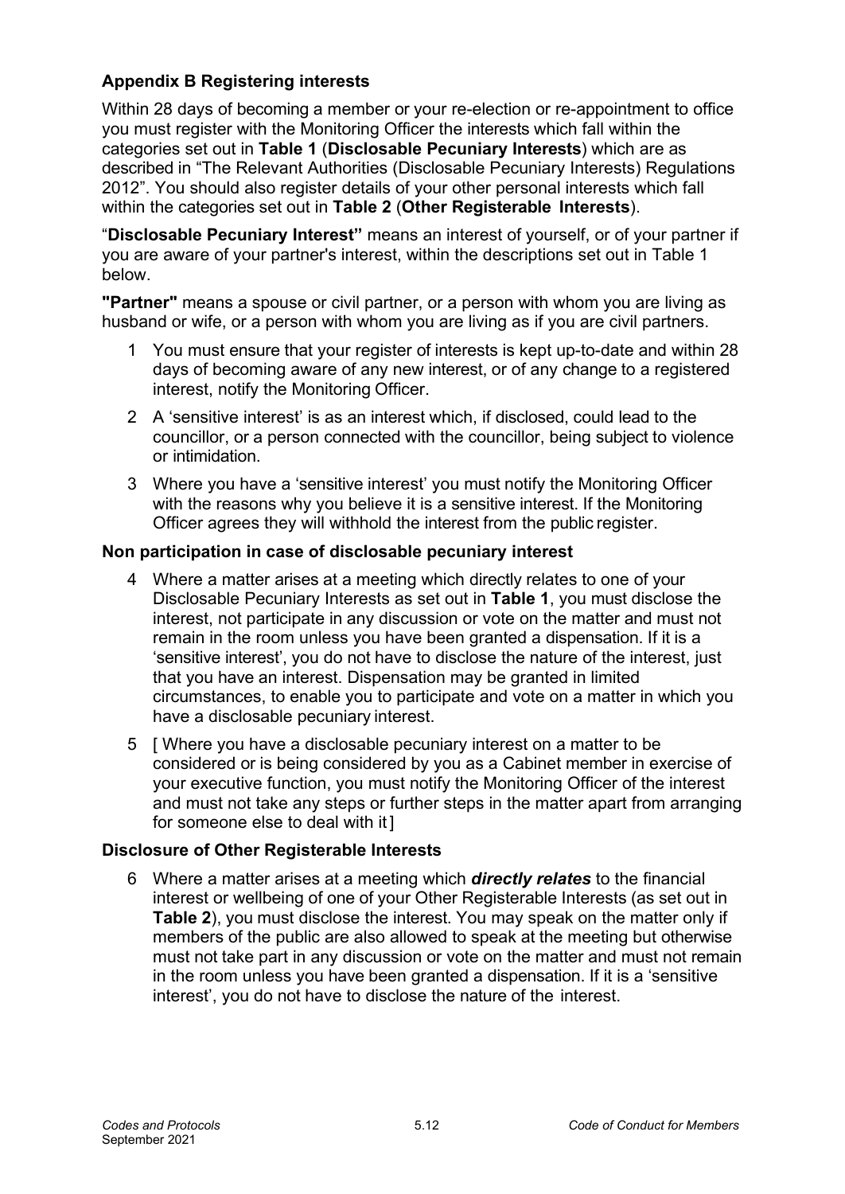## Appendix B Registering interests

Within 28 days of becoming a member or your re-election or re-appointment to office you must register with the Monitoring Officer the interests which fall within the categories set out in **Table 1** (**Disclosable Pecuniary Interests**) which are as described in "The Relevant Authorities (Disclosable Pecuniary Interests) Regulations 2012". You should also register details of your other personal interests which fall within the categories set out in **Table 2** (**Other Registerable Interests**).

"**Disclosable Pecuniary Interest"** means an interest of yourself, or of your partner if you are aware of your partner's interest, within the descriptions set out in Table 1 below.

**"Partner"** means a spouse or civil partner, or a person with whom you are living as husband or wife, or a person with whom you are living as if you are civil partners.

1 You must ensure that your register of interests is kept up-to-date and within 28 days of becoming aware of any new interest, or of any change to a registered interest, notify the Monitoring Officer.

2 A 'sensitive interest' is as an interest which, if disclosed, could lead to the councillor, or a person connected with the councillor, being subject to violence or intimidation.

3 Where you have a 'sensitive interest' you must notify the Monitoring Officer with the reasons why you believe it is a sensitive interest. If the Monitoring Officer agrees they will withhold the interest from the public register.

### Non participation in case of disclosable pecuniary interest

4 Where a matter arises at a meeting which directly relates to one of your Disclosable Pecuniary Interests as set out in **Table 1**, you must disclose the interest, not participate in any discussion or vote on the matter and must not remain in the room unless you have been granted a dispensation. If it is a 'sensitive interest', you do not have to disclose the nature of the interest, just that you have an interest. Dispensation may be granted in limited circumstances, to enable you to participate and vote on a matter in which you have a disclosable pecuniary interest.

5 [ Where you have a disclosable pecuniary interest on a matter to be considered or is being considered by you as a Cabinet member in exercise of your executive function, you must notify the Monitoring Officer of the interest and must not take any steps or further steps in the matter apart from arranging for someone else to deal with it ]

### Disclosure of Other Registerable Interests

6 Where a matter arises at a meeting which ***directly relates*** to the financial interest or wellbeing of one of your Other Registerable Interests (as set out in **Table 2**), you must disclose the interest. You may speak on the matter only if members of the public are also allowed to speak at the meeting but otherwise must not take part in any discussion or vote on the matter and must not remain in the room unless you have been granted a dispensation. If it is a 'sensitive interest', you do not have to disclose the nature of the interest.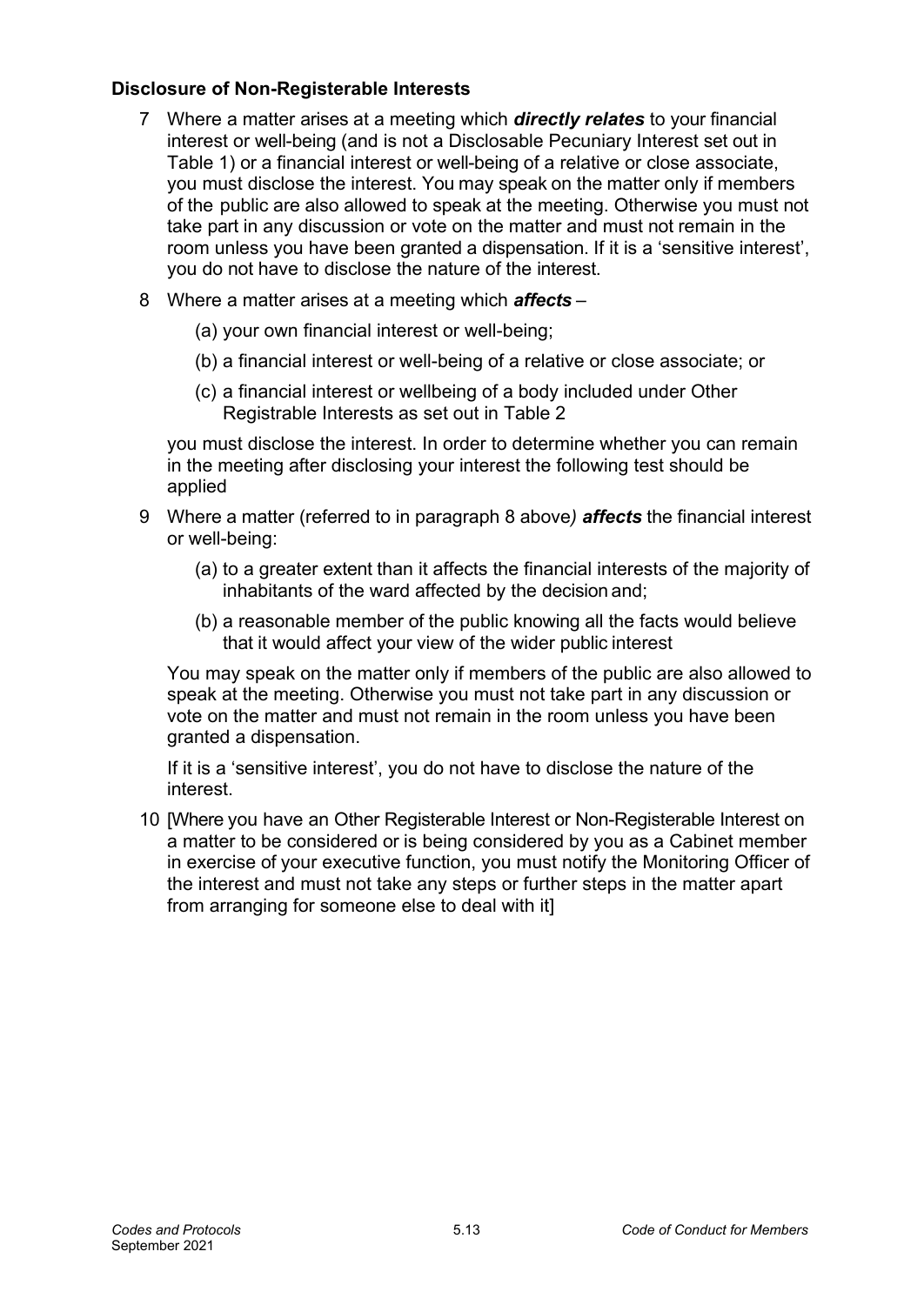**Disclosure of Non-Registerable Interests**

7 Where a matter arises at a meeting which ***directly relates*** to your financial interest or well-being (and is not a Disclosable Pecuniary Interest set out in Table 1) or a financial interest or well-being of a relative or close associate, you must disclose the interest. You may speak on the matter only if members of the public are also allowed to speak at the meeting. Otherwise you must not take part in any discussion or vote on the matter and must not remain in the room unless you have been granted a dispensation. If it is a 'sensitive interest', you do not have to disclose the nature of the interest.

8 Where a matter arises at a meeting which ***affects*** –

(a) your own financial interest or well-being;

(b) a financial interest or well-being of a relative or close associate; or

(c) a financial interest or wellbeing of a body included under Other Registrable Interests as set out in Table 2

you must disclose the interest. In order to determine whether you can remain in the meeting after disclosing your interest the following test should be applied

9 Where a matter (referred to in paragraph 8 above*)* ***affects*** the financial interest or well-being:

(a) to a greater extent than it affects the financial interests of the majority of inhabitants of the ward affected by the decision and;

(b) a reasonable member of the public knowing all the facts would believe that it would affect your view of the wider public interest

You may speak on the matter only if members of the public are also allowed to speak at the meeting. Otherwise you must not take part in any discussion or vote on the matter and must not remain in the room unless you have been granted a dispensation.

If it is a 'sensitive interest', you do not have to disclose the nature of the interest.

10 [Where you have an Other Registerable Interest or Non-Registerable Interest on a matter to be considered or is being considered by you as a Cabinet member in exercise of your executive function, you must notify the Monitoring Officer of the interest and must not take any steps or further steps in the matter apart from arranging for someone else to deal with it]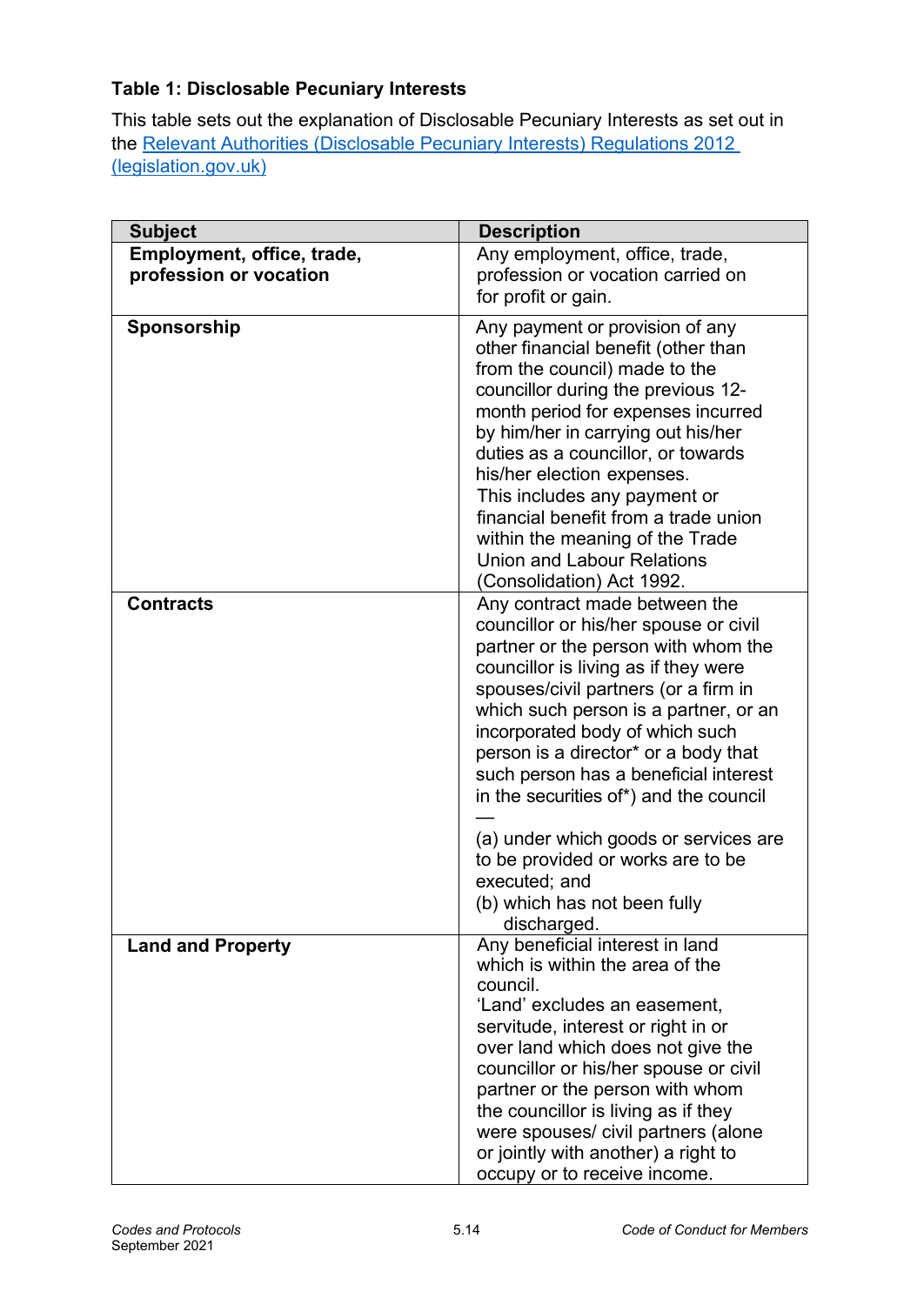**Table 1: Disclosable Pecuniary Interests**

This table sets out the explanation of Disclosable Pecuniary Interests as set out in the Relevant Authorities (Disclosable Pecuniary Interests) Regulations 2012 (legislation.gov.uk)

| Subject | Description |
|---|---|
| **Employment, office, trade, profession or vocation** | Any employment, office, trade, profession or vocation carried on for profit or gain. |
| **Sponsorship** | Any payment or provision of any other financial benefit (other than from the council) made to the councillor during the previous 12-month period for expenses incurred by him/her in carrying out his/her duties as a councillor, or towards his/her election expenses.<br>This includes any payment or financial benefit from a trade union within the meaning of the Trade Union and Labour Relations (Consolidation) Act 1992. |
| **Contracts** | Any contract made between the councillor or his/her spouse or civil partner or the person with whom the councillor is living as if they were spouses/civil partners (or a firm in which such person is a partner, or an incorporated body of which such person is a director* or a body that such person has a beneficial interest in the securities of*) and the council —<br>(a) under which goods or services are to be provided or works are to be executed; and<br>(b) which has not been fully discharged. |
| **Land and Property** | Any beneficial interest in land which is within the area of the council.<br>'Land' excludes an easement, servitude, interest or right in or over land which does not give the councillor or his/her spouse or civil partner or the person with whom the councillor is living as if they were spouses/ civil partners (alone or jointly with another) a right to occupy or to receive income. |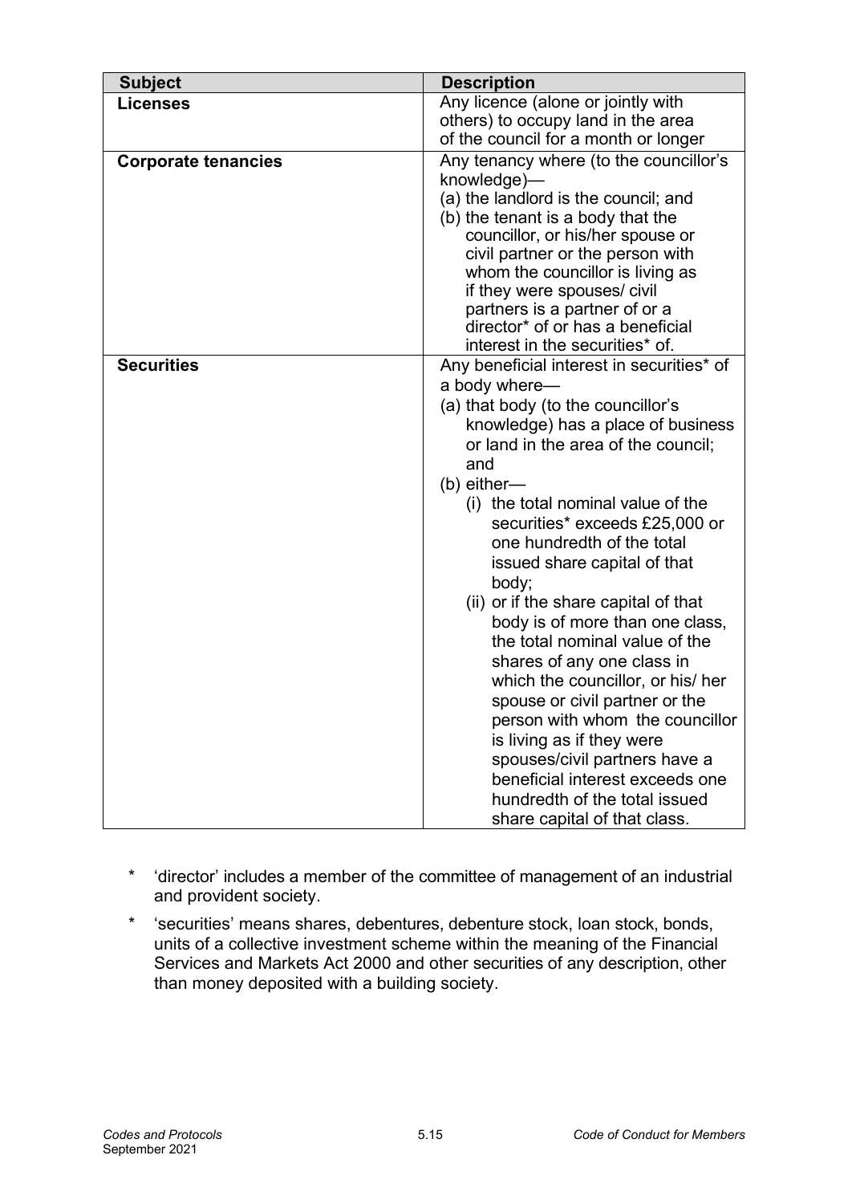| Subject | Description |
| --- | --- |
| **Licenses** | Any licence (alone or jointly with others) to occupy land in the area of the council for a month or longer |
| **Corporate tenancies** | Any tenancy where (to the councillor's knowledge)—<br>(a) the landlord is the council; and<br>(b) the tenant is a body that the councillor, or his/her spouse or civil partner or the person with whom the councillor is living as if they were spouses/ civil partners is a partner of or a director* of or has a beneficial interest in the securities* of. |
| **Securities** | Any beneficial interest in securities* of a body where—<br>(a) that body (to the councillor's knowledge) has a place of business or land in the area of the council; and<br>(b) either—<br>(i) the total nominal value of the securities* exceeds £25,000 or one hundredth of the total issued share capital of that body;<br>(ii) or if the share capital of that body is of more than one class, the total nominal value of the shares of any one class in which the councillor, or his/ her spouse or civil partner or the person with whom the councillor is living as if they were spouses/civil partners have a beneficial interest exceeds one hundredth of the total issued share capital of that class. |

\* 'director' includes a member of the committee of management of an industrial and provident society.

\* 'securities' means shares, debentures, debenture stock, loan stock, bonds, units of a collective investment scheme within the meaning of the Financial Services and Markets Act 2000 and other securities of any description, other than money deposited with a building society.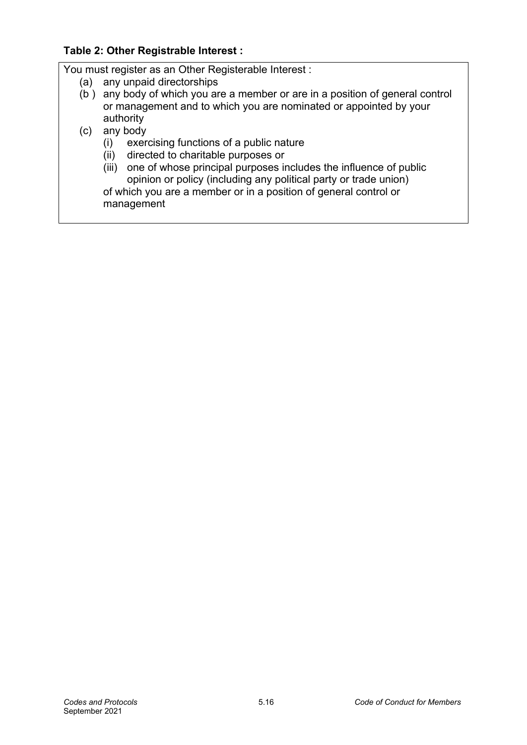**Table 2: Other Registrable Interest :**

You must register as an Other Registerable Interest :

(a) any unpaid directorships

(b ) any body of which you are a member or are in a position of general control or management and to which you are nominated or appointed by your authority

(c) any body

  (i) exercising functions of a public nature

  (ii) directed to charitable purposes or

  (iii) one of whose principal purposes includes the influence of public opinion or policy (including any political party or trade union)

  of which you are a member or in a position of general control or management